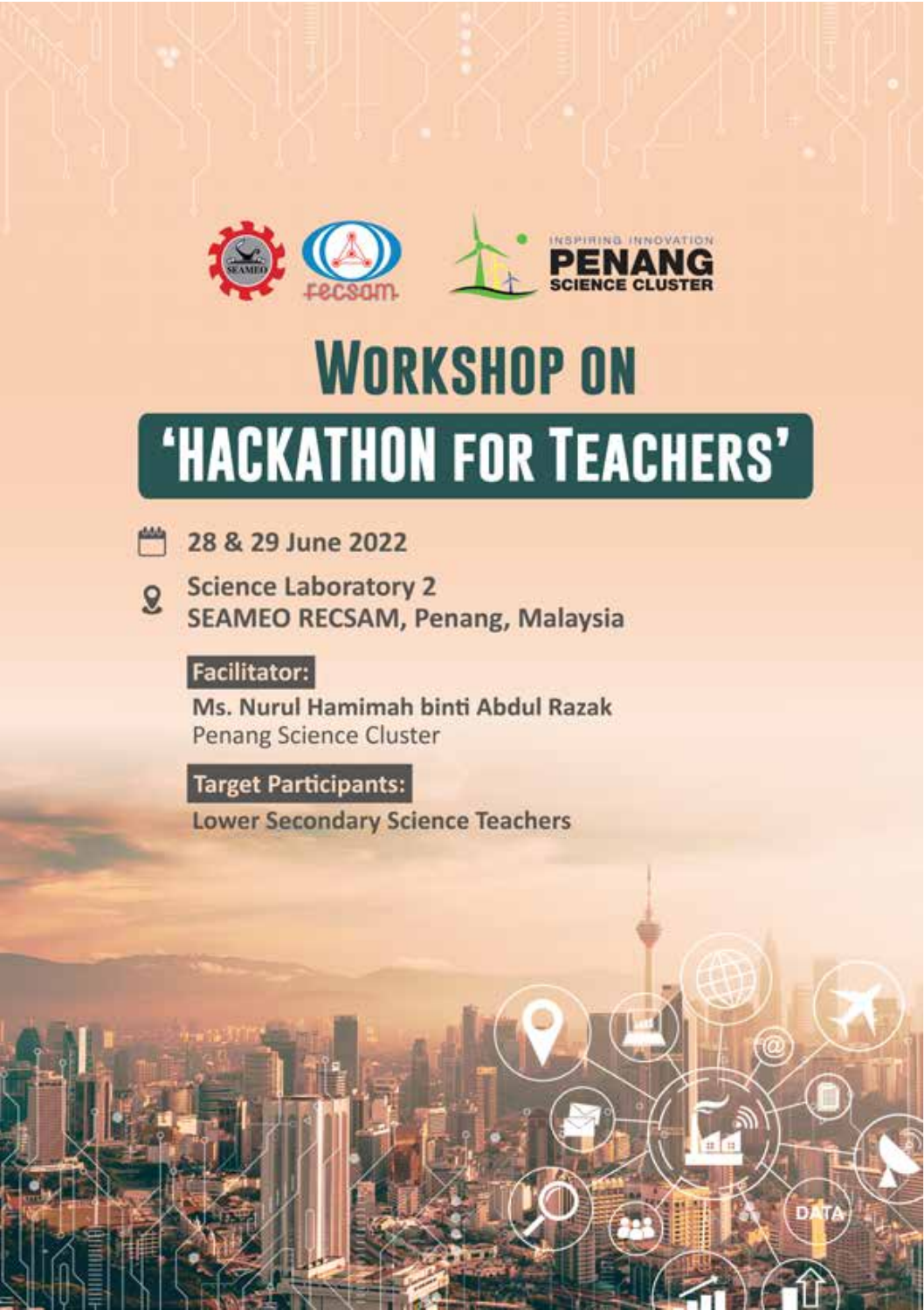INSPIRING INNOVATION
PENANG SCIENCE CLUSTER

# WORKSHOP ON

# 'HACKATHON FOR TEACHERS'

28 & 29 June 2022

Science Laboratory 2
SEAMEO RECSAM, Penang, Malaysia

**Facilitator:**

**Ms. Nurul Hamimah binti Abdul Razak**
Penang Science Cluster

**Target Participants:**

**Lower Secondary Science Teachers**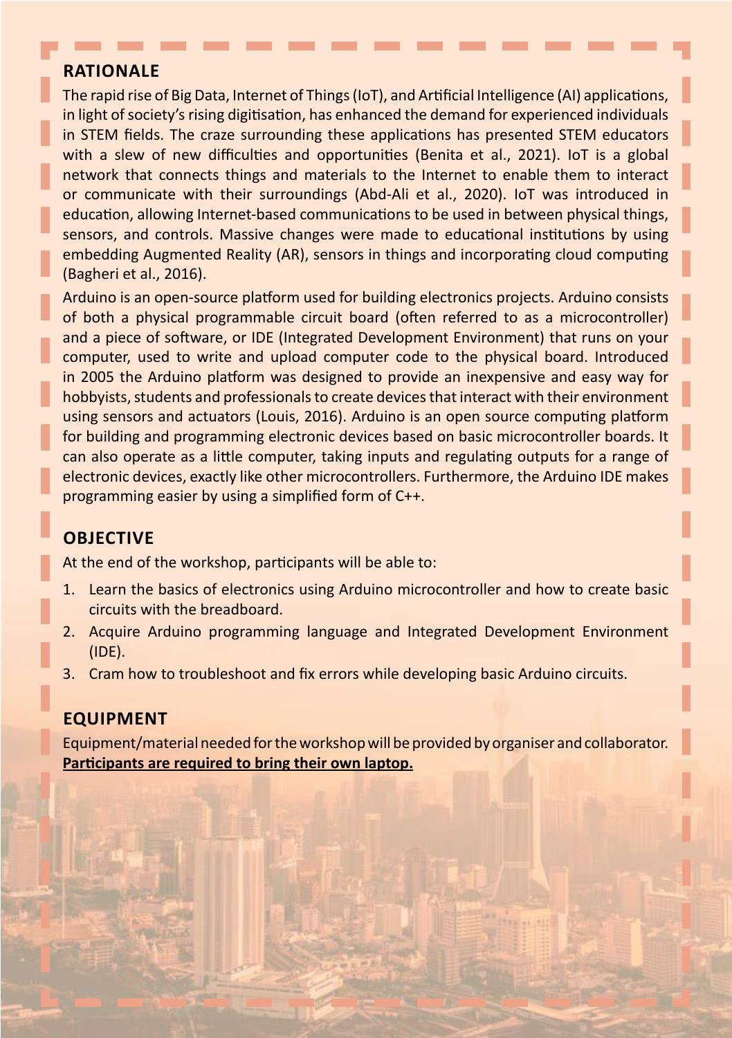## RATIONALE

The rapid rise of Big Data, Internet of Things (IoT), and Artificial Intelligence (AI) applications, in light of society's rising digitisation, has enhanced the demand for experienced individuals in STEM fields. The craze surrounding these applications has presented STEM educators with a slew of new difficulties and opportunities (Benita et al., 2021). IoT is a global network that connects things and materials to the Internet to enable them to interact or communicate with their surroundings (Abd-Ali et al., 2020). IoT was introduced in education, allowing Internet-based communications to be used in between physical things, sensors, and controls. Massive changes were made to educational institutions by using embedding Augmented Reality (AR), sensors in things and incorporating cloud computing (Bagheri et al., 2016).

Arduino is an open-source platform used for building electronics projects. Arduino consists of both a physical programmable circuit board (often referred to as a microcontroller) and a piece of software, or IDE (Integrated Development Environment) that runs on your computer, used to write and upload computer code to the physical board. Introduced in 2005 the Arduino platform was designed to provide an inexpensive and easy way for hobbyists, students and professionals to create devices that interact with their environment using sensors and actuators (Louis, 2016). Arduino is an open source computing platform for building and programming electronic devices based on basic microcontroller boards. It can also operate as a little computer, taking inputs and regulating outputs for a range of electronic devices, exactly like other microcontrollers. Furthermore, the Arduino IDE makes programming easier by using a simplified form of C++.

## OBJECTIVE

At the end of the workshop, participants will be able to:

1. Learn the basics of electronics using Arduino microcontroller and how to create basic circuits with the breadboard.
2. Acquire Arduino programming language and Integrated Development Environment (IDE).
3. Cram how to troubleshoot and fix errors while developing basic Arduino circuits.

## EQUIPMENT

Equipment/material needed for the workshop will be provided by organiser and collaborator. **Participants are required to bring their own laptop.**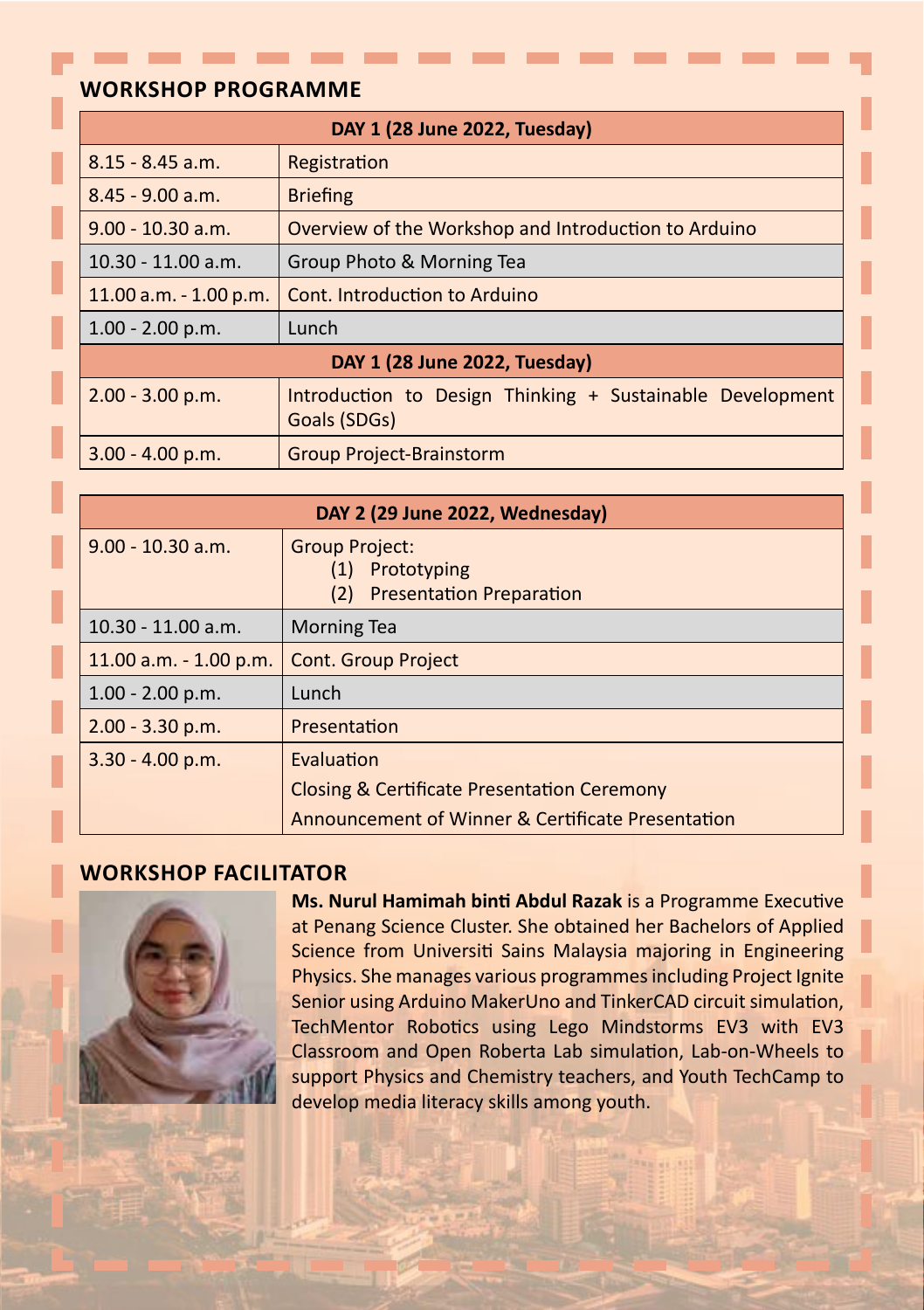## WORKSHOP PROGRAMME

| DAY 1 (28 June 2022, Tuesday) | |
|---|---|
| 8.15 - 8.45 a.m. | Registration |
| 8.45 - 9.00 a.m. | Briefing |
| 9.00 - 10.30 a.m. | Overview of the Workshop and Introduction to Arduino |
| 10.30 - 11.00 a.m. | Group Photo & Morning Tea |
| 11.00 a.m. - 1.00 p.m. | Cont. Introduction to Arduino |
| 1.00 - 2.00 p.m. | Lunch |
| **DAY 1 (28 June 2022, Tuesday)** | |
| 2.00 - 3.00 p.m. | Introduction to Design Thinking + Sustainable Development Goals (SDGs) |
| 3.00 - 4.00 p.m. | Group Project-Brainstorm |

| DAY 2 (29 June 2022, Wednesday) | |
|---|---|
| 9.00 - 10.30 a.m. | Group Project:<br>(1) Prototyping<br>(2) Presentation Preparation |
| 10.30 - 11.00 a.m. | Morning Tea |
| 11.00 a.m. - 1.00 p.m. | Cont. Group Project |
| 1.00 - 2.00 p.m. | Lunch |
| 2.00 - 3.30 p.m. | Presentation |
| 3.30 - 4.00 p.m. | Evaluation<br>Closing & Certificate Presentation Ceremony<br>Announcement of Winner & Certificate Presentation |

## WORKSHOP FACILITATOR

**Ms. Nurul Hamimah binti Abdul Razak** is a Programme Executive at Penang Science Cluster. She obtained her Bachelors of Applied Science from Universiti Sains Malaysia majoring in Engineering Physics. She manages various programmes including Project Ignite Senior using Arduino MakerUno and TinkerCAD circuit simulation, TechMentor Robotics using Lego Mindstorms EV3 with EV3 Classroom and Open Roberta Lab simulation, Lab-on-Wheels to support Physics and Chemistry teachers, and Youth TechCamp to develop media literacy skills among youth.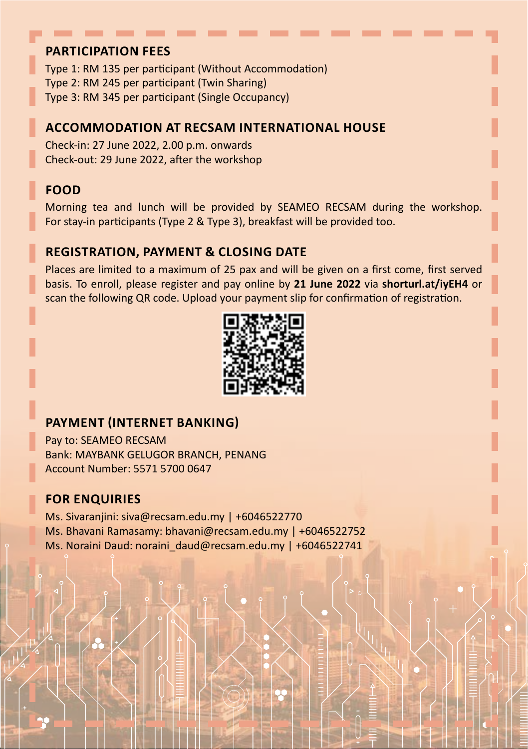## PARTICIPATION FEES

Type 1: RM 135 per participant (Without Accommodation)
Type 2: RM 245 per participant (Twin Sharing)
Type 3: RM 345 per participant (Single Occupancy)

## ACCOMMODATION AT RECSAM INTERNATIONAL HOUSE

Check-in: 27 June 2022, 2.00 p.m. onwards
Check-out: 29 June 2022, after the workshop

## FOOD

Morning tea and lunch will be provided by SEAMEO RECSAM during the workshop. For stay-in participants (Type 2 & Type 3), breakfast will be provided too.

## REGISTRATION, PAYMENT & CLOSING DATE

Places are limited to a maximum of 25 pax and will be given on a first come, first served basis. To enroll, please register and pay online by **21 June 2022** via **shorturl.at/iyEH4** or scan the following QR code. Upload your payment slip for confirmation of registration.

## PAYMENT (INTERNET BANKING)

Pay to: SEAMEO RECSAM
Bank: MAYBANK GELUGOR BRANCH, PENANG
Account Number: 5571 5700 0647

## FOR ENQUIRIES

Ms. Sivaranjini: siva@recsam.edu.my | +6046522770
Ms. Bhavani Ramasamy: bhavani@recsam.edu.my | +6046522752
Ms. Noraini Daud: noraini_daud@recsam.edu.my | +6046522741